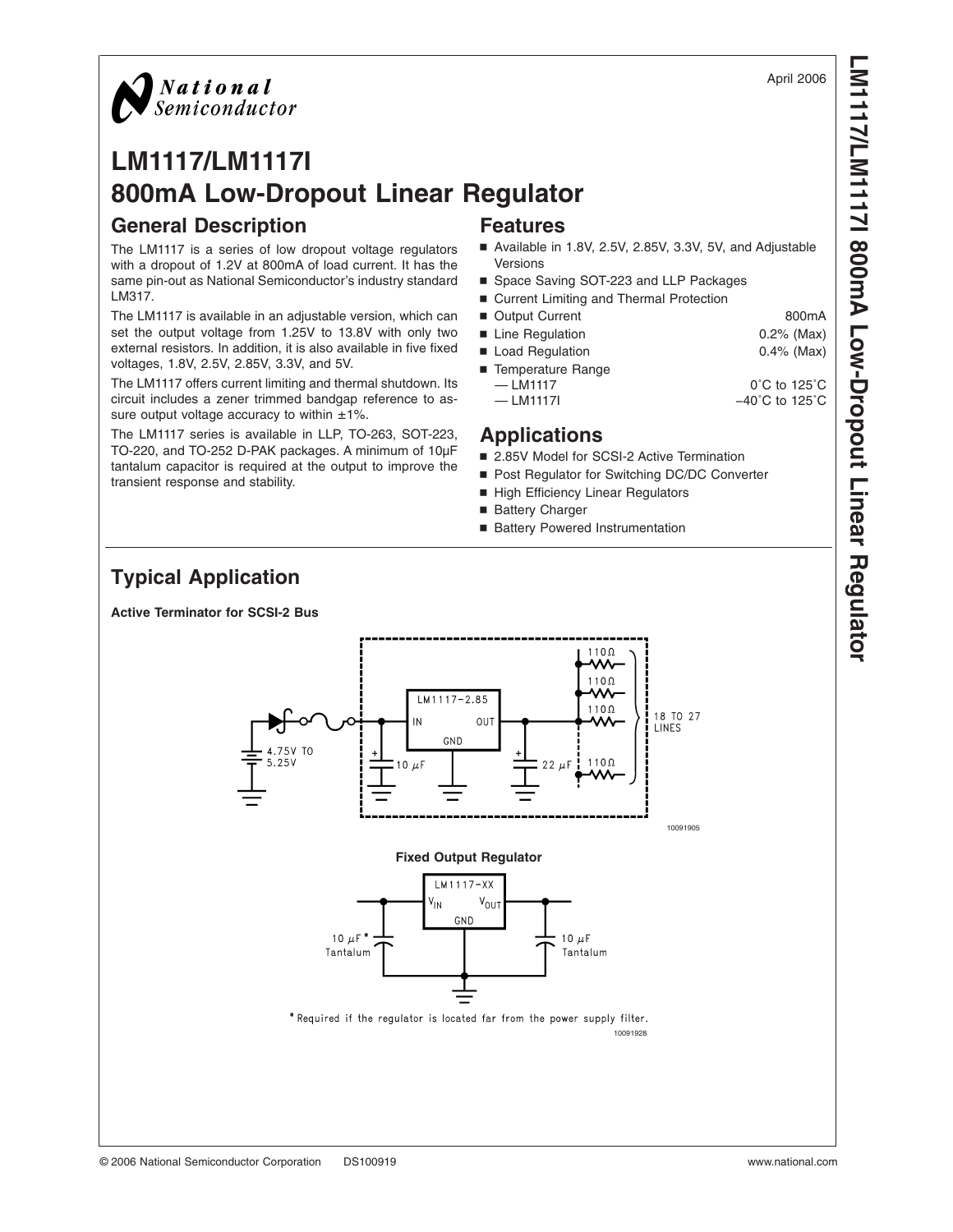April 2006

# LM1117/LM1117I 800mA Low-Dropout Linear Regulator

## General Description

The LM1117 is a series of low dropout voltage regulators with a dropout of 1.2V at 800mA of load current. It has the same pin-out as National Semiconductor's industry standard LM317.

The LM1117 is available in an adjustable version, which can set the output voltage from 1.25V to 13.8V with only two external resistors. In addition, it is also available in five fixed voltages, 1.8V, 2.5V, 2.85V, 3.3V, and 5V.

The LM1117 offers current limiting and thermal shutdown. Its circuit includes a zener trimmed bandgap reference to assure output voltage accuracy to within ±1%.

The LM1117 series is available in LLP, TO-263, SOT-223, TO-220, and TO-252 D-PAK packages. A minimum of 10µF tantalum capacitor is required at the output to improve the transient response and stability.

## Features

- Available in 1.8V, 2.5V, 2.85V, 3.3V, 5V, and Adjustable Versions
- Space Saving SOT-223 and LLP Packages
- Current Limiting and Thermal Protection
- Output Current 800mA
- Line Regulation 0.2% (Max)
- Load Regulation 0.4% (Max)
- Temperature Range
  - — LM1117 0˚C to 125˚C
  - — LM1117I −40˚C to 125˚C

## Applications

- 2.85V Model for SCSI-2 Active Termination
- Post Regulator for Switching DC/DC Converter
- High Efficiency Linear Regulators
- Battery Charger
- Battery Powered Instrumentation

## Typical Application

**Active Terminator for SCSI-2 Bus**

LM1117-2.85, IN, OUT, GND, 4.75V TO 5.25V, 10 µF, 22 µF, 110Ω, 18 TO 27 LINES

10091905

**Fixed Output Regulator**

LM1117-XX, $V_{IN}$, $V_{OUT}$, GND, 10 µF* Tantalum, 10 µF Tantalum

\* Required if the regulator is located far from the power supply filter.

10091928

© 2006 National Semiconductor Corporation DS100919 www.national.com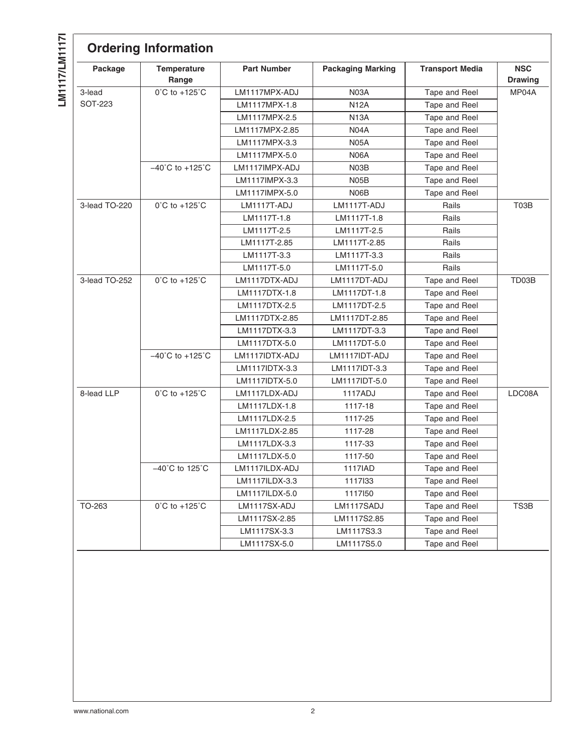## Ordering Information

| Package | Temperature Range | Part Number | Packaging Marking | Transport Media | NSC Drawing |
|---|---|---|---|---|---|
| 3-lead SOT-223 | 0˚C to +125˚C | LM1117MPX-ADJ | N03A | Tape and Reel | MP04A |
| | | LM1117MPX-1.8 | N12A | Tape and Reel | |
| | | LM1117MPX-2.5 | N13A | Tape and Reel | |
| | | LM1117MPX-2.85 | N04A | Tape and Reel | |
| | | LM1117MPX-3.3 | N05A | Tape and Reel | |
| | | LM1117MPX-5.0 | N06A | Tape and Reel | |
| | −40˚C to +125˚C | LM1117IMPX-ADJ | N03B | Tape and Reel | |
| | | LM1117IMPX-3.3 | N05B | Tape and Reel | |
| | | LM1117IMPX-5.0 | N06B | Tape and Reel | |
| 3-lead TO-220 | 0˚C to +125˚C | LM1117T-ADJ | LM1117T-ADJ | Rails | T03B |
| | | LM1117T-1.8 | LM1117T-1.8 | Rails | |
| | | LM1117T-2.5 | LM1117T-2.5 | Rails | |
| | | LM1117T-2.85 | LM1117T-2.85 | Rails | |
| | | LM1117T-3.3 | LM1117T-3.3 | Rails | |
| | | LM1117T-5.0 | LM1117T-5.0 | Rails | |
| 3-lead TO-252 | 0˚C to +125˚C | LM1117DTX-ADJ | LM1117DT-ADJ | Tape and Reel | TD03B |
| | | LM1117DTX-1.8 | LM1117DT-1.8 | Tape and Reel | |
| | | LM1117DTX-2.5 | LM1117DT-2.5 | Tape and Reel | |
| | | LM1117DTX-2.85 | LM1117DT-2.85 | Tape and Reel | |
| | | LM1117DTX-3.3 | LM1117DT-3.3 | Tape and Reel | |
| | | LM1117DTX-5.0 | LM1117DT-5.0 | Tape and Reel | |
| | −40˚C to +125˚C | LM1117IDTX-ADJ | LM1117IDT-ADJ | Tape and Reel | |
| | | LM1117IDTX-3.3 | LM1117IDT-3.3 | Tape and Reel | |
| | | LM1117IDTX-5.0 | LM1117IDT-5.0 | Tape and Reel | |
| 8-lead LLP | 0˚C to +125˚C | LM1117LDX-ADJ | 1117ADJ | Tape and Reel | LDC08A |
| | | LM1117LDX-1.8 | 1117-18 | Tape and Reel | |
| | | LM1117LDX-2.5 | 1117-25 | Tape and Reel | |
| | | LM1117LDX-2.85 | 1117-28 | Tape and Reel | |
| | | LM1117LDX-3.3 | 1117-33 | Tape and Reel | |
| | | LM1117LDX-5.0 | 1117-50 | Tape and Reel | |
| | −40˚C to 125˚C | LM1117ILDX-ADJ | 1117IAD | Tape and Reel | |
| | | LM1117ILDX-3.3 | 1117I33 | Tape and Reel | |
| | | LM1117ILDX-5.0 | 1117I50 | Tape and Reel | |
| TO-263 | 0˚C to +125˚C | LM1117SX-ADJ | LM1117SADJ | Tape and Reel | TS3B |
| | | LM1117SX-2.85 | LM1117S2.85 | Tape and Reel | |
| | | LM1117SX-3.3 | LM1117S3.3 | Tape and Reel | |
| | | LM1117SX-5.0 | LM1117S5.0 | Tape and Reel | |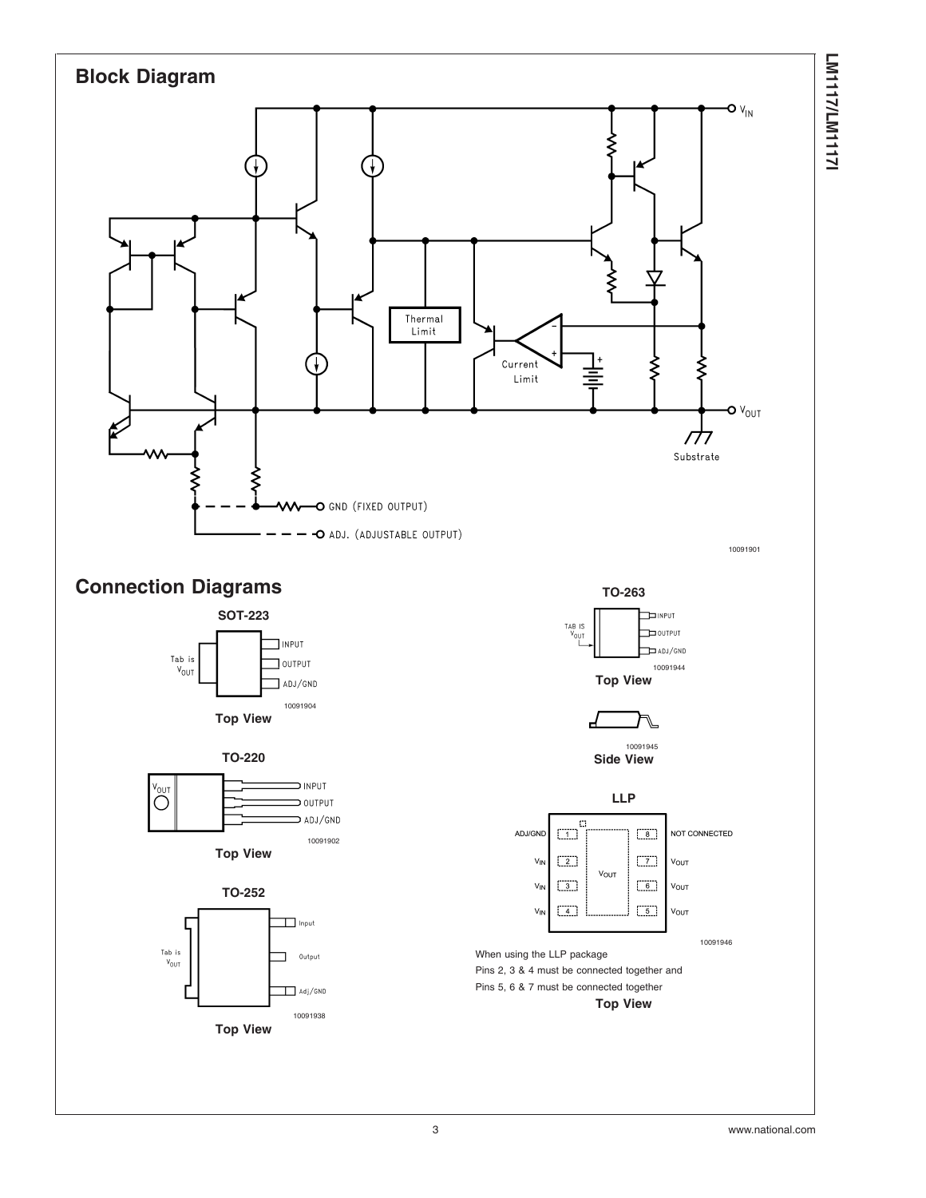## Block Diagram

V_IN

Thermal Limit

Current Limit

V_OUT

Substrate

GND (FIXED OUTPUT)

ADJ. (ADJUSTABLE OUTPUT)

10091901

## Connection Diagrams

**SOT-223**

Tab is V_OUT

INPUT

OUTPUT

ADJ/GND

10091904

**Top View**

**TO-220**

V_OUT

INPUT

OUTPUT

ADJ/GND

10091902

**Top View**

**TO-252**

Tab is V_OUT

Input

Output

Adj/GND

10091938

**Top View**

**TO-263**

TAB IS V_OUT

INPUT

OUTPUT

ADJ/GND

10091944

**Top View**

10091945

**Side View**

**LLP**

| | | | |
|---|---|---|---|
| ADJ/GND | 1 | 8 | NOT CONNECTED |
| $V_{IN}$ | 2 | 7 | $V_{OUT}$ |
| $V_{IN}$ | 3 | 6 | $V_{OUT}$ |
| $V_{IN}$ | 4 | 5 | $V_{OUT}$ |

$V_{OUT}$ (exposed pad)

10091946

When using the LLP package
Pins 2, 3 & 4 must be connected together and
Pins 5, 6 & 7 must be connected together

**Top View**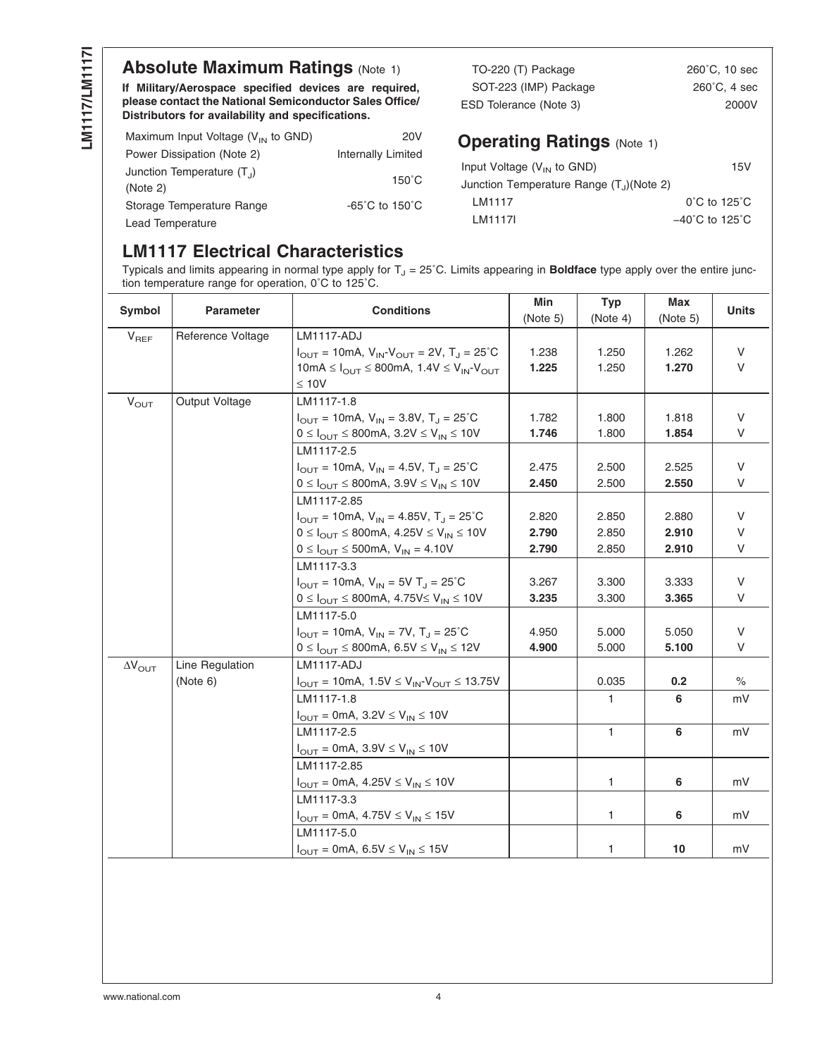## Absolute Maximum Ratings (Note 1)

**If Military/Aerospace specified devices are required, please contact the National Semiconductor Sales Office/ Distributors for availability and specifications.**

| | |
|---|---|
| Maximum Input Voltage ($V_{IN}$ to GND) | 20V |
| Power Dissipation (Note 2) | Internally Limited |
| Junction Temperature ($T_J$) (Note 2) | 150˚C |
| Storage Temperature Range | -65˚C to 150˚C |
| Lead Temperature | |
| TO-220 (T) Package | 260˚C, 10 sec |
| SOT-223 (IMP) Package | 260˚C, 4 sec |
| ESD Tolerance (Note 3) | 2000V |

## Operating Ratings (Note 1)

| | |
|---|---|
| Input Voltage ($V_{IN}$ to GND) | 15V |
| Junction Temperature Range ($T_J$)(Note 2) | |
| LM1117 | 0˚C to 125˚C |
| LM1117I | −40˚C to 125˚C |

## LM1117 Electrical Characteristics

Typicals and limits appearing in normal type apply for $T_J$ = 25˚C. Limits appearing in **Boldface** type apply over the entire junction temperature range for operation, 0˚C to 125˚C.

| Symbol | Parameter | Conditions | Min (Note 5) | Typ (Note 4) | Max (Note 5) | Units |
|---|---|---|---|---|---|---|
| $V_{REF}$ | Reference Voltage | LM1117-ADJ | | | | |
| | | $I_{OUT}$ = 10mA, $V_{IN}$-$V_{OUT}$ = 2V, $T_J$ = 25˚C | 1.238 | 1.250 | 1.262 | V |
| | | 10mA ≤ $I_{OUT}$ ≤ 800mA, 1.4V ≤ $V_{IN}$-$V_{OUT}$ ≤ 10V | **1.225** | 1.250 | **1.270** | V |
| $V_{OUT}$ | Output Voltage | LM1117-1.8 | | | | |
| | | $I_{OUT}$ = 10mA, $V_{IN}$ = 3.8V, $T_J$ = 25˚C | 1.782 | 1.800 | 1.818 | V |
| | | 0 ≤ $I_{OUT}$ ≤ 800mA, 3.2V ≤ $V_{IN}$ ≤ 10V | **1.746** | 1.800 | **1.854** | V |
| | | LM1117-2.5 | | | | |
| | | $I_{OUT}$ = 10mA, $V_{IN}$ = 4.5V, $T_J$ = 25˚C | 2.475 | 2.500 | 2.525 | V |
| | | 0 ≤ $I_{OUT}$ ≤ 800mA, 3.9V ≤ $V_{IN}$ ≤ 10V | **2.450** | 2.500 | **2.550** | V |
| | | LM1117-2.85 | | | | |
| | | $I_{OUT}$ = 10mA, $V_{IN}$ = 4.85V, $T_J$ = 25˚C | 2.820 | 2.850 | 2.880 | V |
| | | 0 ≤ $I_{OUT}$ ≤ 800mA, 4.25V ≤ $V_{IN}$ ≤ 10V | **2.790** | 2.850 | **2.910** | V |
| | | 0 ≤ $I_{OUT}$ ≤ 500mA, $V_{IN}$ = 4.10V | **2.790** | 2.850 | **2.910** | V |
| | | LM1117-3.3 | | | | |
| | | $I_{OUT}$ = 10mA, $V_{IN}$ = 5V $T_J$ = 25˚C | 3.267 | 3.300 | 3.333 | V |
| | | 0 ≤ $I_{OUT}$ ≤ 800mA, 4.75V≤ $V_{IN}$ ≤ 10V | **3.235** | 3.300 | **3.365** | V |
| | | LM1117-5.0 | | | | |
| | | $I_{OUT}$ = 10mA, $V_{IN}$ = 7V, $T_J$ = 25˚C | 4.950 | 5.000 | 5.050 | V |
| | | 0 ≤ $I_{OUT}$ ≤ 800mA, 6.5V ≤ $V_{IN}$ ≤ 12V | **4.900** | 5.000 | **5.100** | V |
| $\Delta V_{OUT}$ | Line Regulation (Note 6) | LM1117-ADJ | | | | |
| | | $I_{OUT}$ = 10mA, 1.5V ≤ $V_{IN}$-$V_{OUT}$ ≤ 13.75V | | 0.035 | **0.2** | % |
| | | LM1117-1.8 $I_{OUT}$ = 0mA, 3.2V ≤ $V_{IN}$ ≤ 10V | | 1 | **6** | mV |
| | | LM1117-2.5 $I_{OUT}$ = 0mA, 3.9V ≤ $V_{IN}$ ≤ 10V | | 1 | **6** | mV |
| | | LM1117-2.85 $I_{OUT}$ = 0mA, 4.25V ≤ $V_{IN}$ ≤ 10V | | 1 | **6** | mV |
| | | LM1117-3.3 $I_{OUT}$ = 0mA, 4.75V ≤ $V_{IN}$ ≤ 15V | | 1 | **6** | mV |
| | | LM1117-5.0 $I_{OUT}$ = 0mA, 6.5V ≤ $V_{IN}$ ≤ 15V | | 1 | **10** | mV |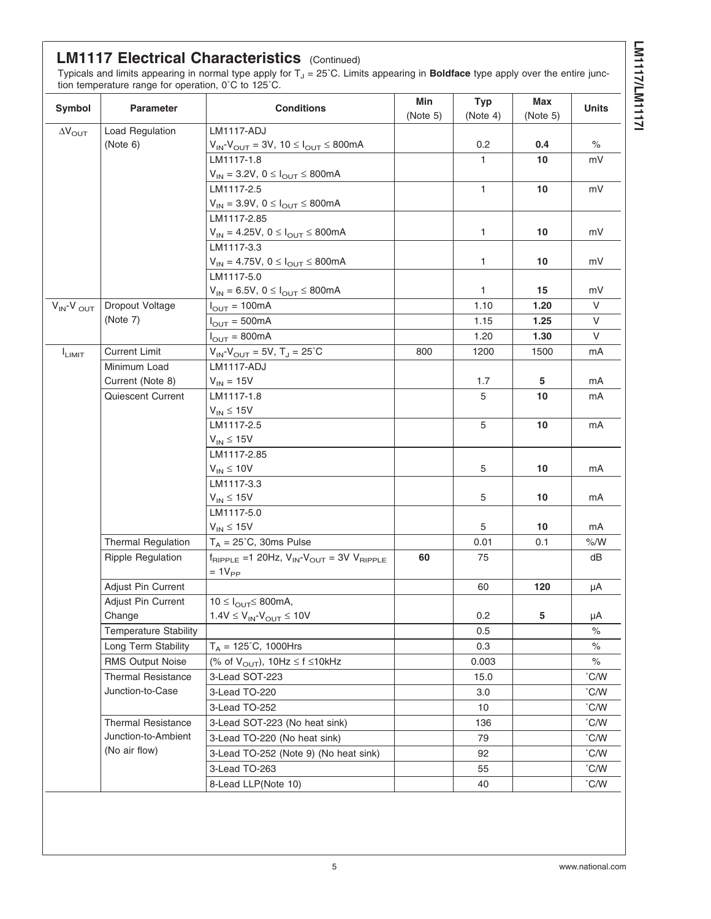## LM1117 Electrical Characteristics (Continued)

Typicals and limits appearing in normal type apply for $T_J = 25^\circ C$. Limits appearing in **Boldface** type apply over the entire junction temperature range for operation, 0˚C to 125˚C.

| Symbol | Parameter | Conditions | Min (Note 5) | Typ (Note 4) | Max (Note 5) | Units |
|---|---|---|---|---|---|---|
| $\Delta V_{OUT}$ | Load Regulation (Note 6) | LM1117-ADJ $V_{IN}$-$V_{OUT}$ = 3V, 10 ≤ $I_{OUT}$ ≤ 800mA | | 0.2 | **0.4** | % |
| | | LM1117-1.8 $V_{IN}$ = 3.2V, 0 ≤ $I_{OUT}$ ≤ 800mA | | 1 | **10** | mV |
| | | LM1117-2.5 $V_{IN}$ = 3.9V, 0 ≤ $I_{OUT}$ ≤ 800mA | | 1 | **10** | mV |
| | | LM1117-2.85 $V_{IN}$ = 4.25V, 0 ≤ $I_{OUT}$ ≤ 800mA | | 1 | **10** | mV |
| | | LM1117-3.3 $V_{IN}$ = 4.75V, 0 ≤ $I_{OUT}$ ≤ 800mA | | 1 | **10** | mV |
| | | LM1117-5.0 $V_{IN}$ = 6.5V, 0 ≤ $I_{OUT}$ ≤ 800mA | | 1 | **15** | mV |
| $V_{IN}$-$V_{OUT}$ | Dropout Voltage (Note 7) | $I_{OUT}$ = 100mA | | 1.10 | **1.20** | V |
| | | $I_{OUT}$ = 500mA | | 1.15 | **1.25** | V |
| | | $I_{OUT}$ = 800mA | | 1.20 | **1.30** | V |
| $I_{LIMIT}$ | Current Limit | $V_{IN}$-$V_{OUT}$ = 5V, $T_J$ = 25˚C | 800 | 1200 | 1500 | mA |
| | Minimum Load Current (Note 8) | LM1117-ADJ $V_{IN}$ = 15V | | 1.7 | **5** | mA |
| | Quiescent Current | LM1117-1.8 $V_{IN}$ ≤ 15V | | 5 | **10** | mA |
| | | LM1117-2.5 $V_{IN}$ ≤ 15V | | 5 | **10** | mA |
| | | LM1117-2.85 $V_{IN}$ ≤ 10V | | 5 | **10** | mA |
| | | LM1117-3.3 $V_{IN}$ ≤ 15V | | 5 | **10** | mA |
| | | LM1117-5.0 $V_{IN}$ ≤ 15V | | 5 | **10** | mA |
| | Thermal Regulation | $T_A$ = 25˚C, 30ms Pulse | | 0.01 | 0.1 | %/W |
| | Ripple Regulation | $f_{RIPPLE}$ =1 20Hz, $V_{IN}$-$V_{OUT}$ = 3V $V_{RIPPLE}$ = $1V_{PP}$ | **60** | 75 | | dB |
| | Adjust Pin Current | | | 60 | **120** | μA |
| | Adjust Pin Current Change | 10 ≤ $I_{OUT}$≤ 800mA, 1.4V ≤ $V_{IN}$-$V_{OUT}$ ≤ 10V | | 0.2 | **5** | μA |
| | Temperature Stability | | | 0.5 | | % |
| | Long Term Stability | $T_A$ = 125˚C, 1000Hrs | | 0.3 | | % |
| | RMS Output Noise | (% of $V_{OUT}$), 10Hz ≤ f ≤10kHz | | 0.003 | | % |
| | Thermal Resistance Junction-to-Case | 3-Lead SOT-223 | | 15.0 | | ˚C/W |
| | | 3-Lead TO-220 | | 3.0 | | ˚C/W |
| | | 3-Lead TO-252 | | 10 | | ˚C/W |
| | Thermal Resistance Junction-to-Ambient (No air flow) | 3-Lead SOT-223 (No heat sink) | | 136 | | ˚C/W |
| | | 3-Lead TO-220 (No heat sink) | | 79 | | ˚C/W |
| | | 3-Lead TO-252 (Note 9) (No heat sink) | | 92 | | ˚C/W |
| | | 3-Lead TO-263 | | 55 | | ˚C/W |
| | | 8-Lead LLP(Note 10) | | 40 | | ˚C/W |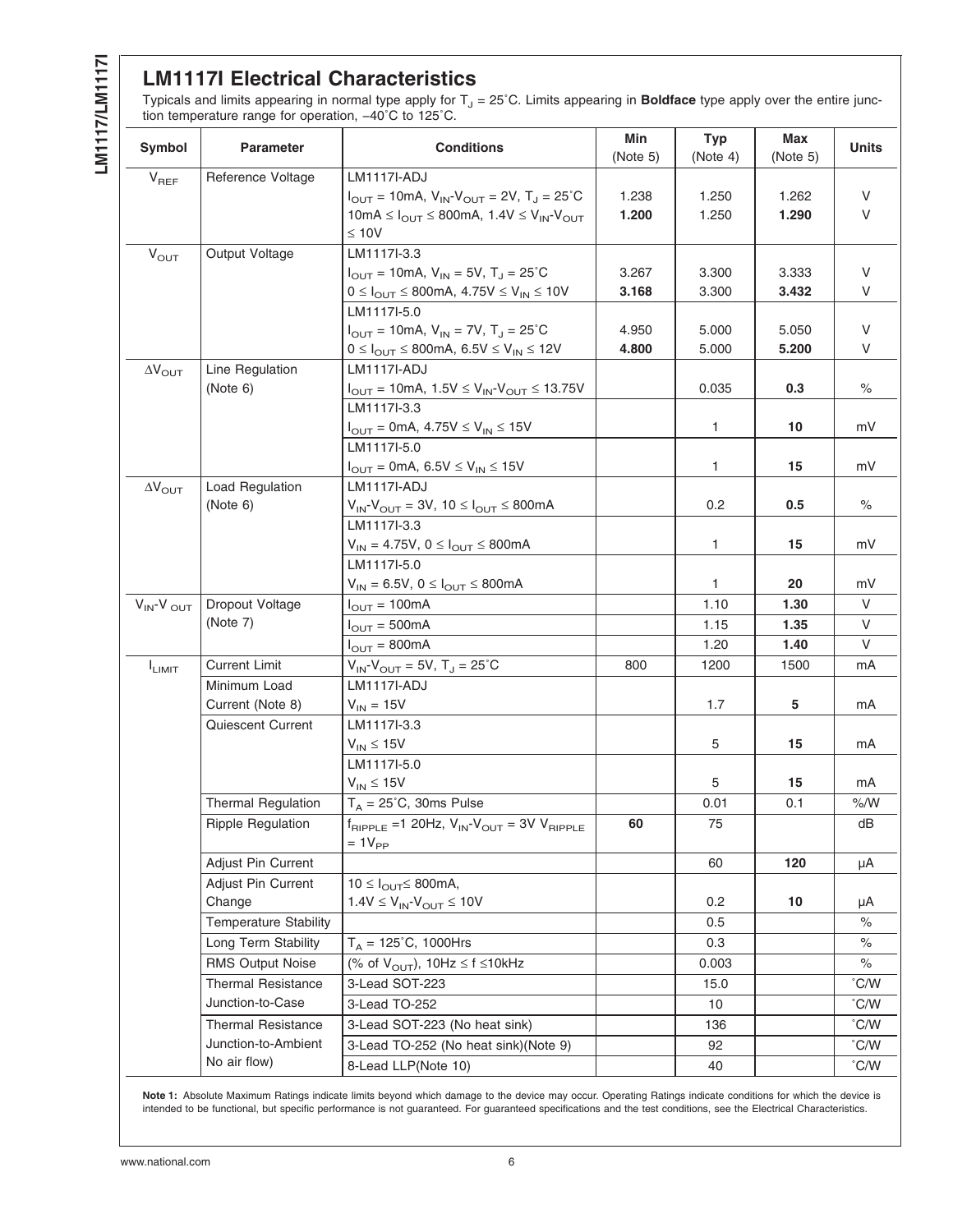## LM1117I Electrical Characteristics

Typicals and limits appearing in normal type apply for $T_J$ = 25˚C. Limits appearing in **Boldface** type apply over the entire junction temperature range for operation, −40˚C to 125˚C.

| Symbol | Parameter | Conditions | Min (Note 5) | Typ (Note 4) | Max (Note 5) | Units |
|---|---|---|---|---|---|---|
| $V_{REF}$ | Reference Voltage | LM1117I-ADJ | | | | |
| | | $I_{OUT}$ = 10mA, $V_{IN}$-$V_{OUT}$ = 2V, $T_J$ = 25˚C | 1.238 | 1.250 | 1.262 | V |
| | | 10mA ≤ $I_{OUT}$ ≤ 800mA, 1.4V ≤ $V_{IN}$-$V_{OUT}$ ≤ 10V | **1.200** | 1.250 | **1.290** | V |
| $V_{OUT}$ | Output Voltage | LM1117I-3.3 | | | | |
| | | $I_{OUT}$ = 10mA, $V_{IN}$ = 5V, $T_J$ = 25˚C | 3.267 | 3.300 | 3.333 | V |
| | | 0 ≤ $I_{OUT}$ ≤ 800mA, 4.75V ≤ $V_{IN}$ ≤ 10V | **3.168** | 3.300 | **3.432** | V |
| | | LM1117I-5.0 | | | | |
| | | $I_{OUT}$ = 10mA, $V_{IN}$ = 7V, $T_J$ = 25˚C | 4.950 | 5.000 | 5.050 | V |
| | | 0 ≤ $I_{OUT}$ ≤ 800mA, 6.5V ≤ $V_{IN}$ ≤ 12V | **4.800** | 5.000 | **5.200** | V |
| $\Delta V_{OUT}$ | Line Regulation (Note 6) | LM1117I-ADJ | | | | |
| | | $I_{OUT}$ = 10mA, 1.5V ≤ $V_{IN}$-$V_{OUT}$ ≤ 13.75V | | 0.035 | **0.3** | % |
| | | LM1117I-3.3 | | | | |
| | | $I_{OUT}$ = 0mA, 4.75V ≤ $V_{IN}$ ≤ 15V | | 1 | **10** | mV |
| | | LM1117I-5.0 | | | | |
| | | $I_{OUT}$ = 0mA, 6.5V ≤ $V_{IN}$ ≤ 15V | | 1 | **15** | mV |
| $\Delta V_{OUT}$ | Load Regulation (Note 6) | LM1117I-ADJ | | | | |
| | | $V_{IN}$-$V_{OUT}$ = 3V, 10 ≤ $I_{OUT}$ ≤ 800mA | | 0.2 | **0.5** | % |
| | | LM1117I-3.3 | | | | |
| | | $V_{IN}$ = 4.75V, 0 ≤ $I_{OUT}$ ≤ 800mA | | 1 | **15** | mV |
| | | LM1117I-5.0 | | | | |
| | | $V_{IN}$ = 6.5V, 0 ≤ $I_{OUT}$ ≤ 800mA | | 1 | **20** | mV |
| $V_{IN}$-$V_{OUT}$ | Dropout Voltage (Note 7) | $I_{OUT}$ = 100mA | | 1.10 | **1.30** | V |
| | | $I_{OUT}$ = 500mA | | 1.15 | **1.35** | V |
| | | $I_{OUT}$ = 800mA | | 1.20 | **1.40** | V |
| $I_{LIMIT}$ | Current Limit | $V_{IN}$-$V_{OUT}$ = 5V, $T_J$ = 25˚C | 800 | 1200 | 1500 | mA |
| | Minimum Load Current (Note 8) | LM1117I-ADJ | | | | |
| | | $V_{IN}$ = 15V | | 1.7 | **5** | mA |
| | Quiescent Current | LM1117I-3.3 | | | | |
| | | $V_{IN}$ ≤ 15V | | 5 | **15** | mA |
| | | LM1117I-5.0 | | | | |
| | | $V_{IN}$ ≤ 15V | | 5 | **15** | mA |
| | Thermal Regulation | $T_A$ = 25˚C, 30ms Pulse | | 0.01 | 0.1 | %/W |
| | Ripple Regulation | $f_{RIPPLE}$ =1 20Hz, $V_{IN}$-$V_{OUT}$ = 3V $V_{RIPPLE}$ = $1V_{PP}$ | **60** | 75 | | dB |
| | Adjust Pin Current | | | 60 | **120** | μA |
| | Adjust Pin Current Change | 10 ≤ $I_{OUT}$≤ 800mA, 1.4V ≤ $V_{IN}$-$V_{OUT}$ ≤ 10V | | 0.2 | **10** | μA |
| | Temperature Stability | | | 0.5 | | % |
| | Long Term Stability | $T_A$ = 125˚C, 1000Hrs | | 0.3 | | % |
| | RMS Output Noise | (% of $V_{OUT}$), 10Hz ≤ f ≤10kHz | | 0.003 | | % |
| | Thermal Resistance Junction-to-Case | 3-Lead SOT-223 | | 15.0 | | ˚C/W |
| | | 3-Lead TO-252 | | 10 | | ˚C/W |
| | Thermal Resistance Junction-to-Ambient No air flow) | 3-Lead SOT-223 (No heat sink) | | 136 | | ˚C/W |
| | | 3-Lead TO-252 (No heat sink)(Note 9) | | 92 | | ˚C/W |
| | | 8-Lead LLP(Note 10) | | 40 | | ˚C/W |

**Note 1:** Absolute Maximum Ratings indicate limits beyond which damage to the device may occur. Operating Ratings indicate conditions for which the device is intended to be functional, but specific performance is not guaranteed. For guaranteed specifications and the test conditions, see the Electrical Characteristics.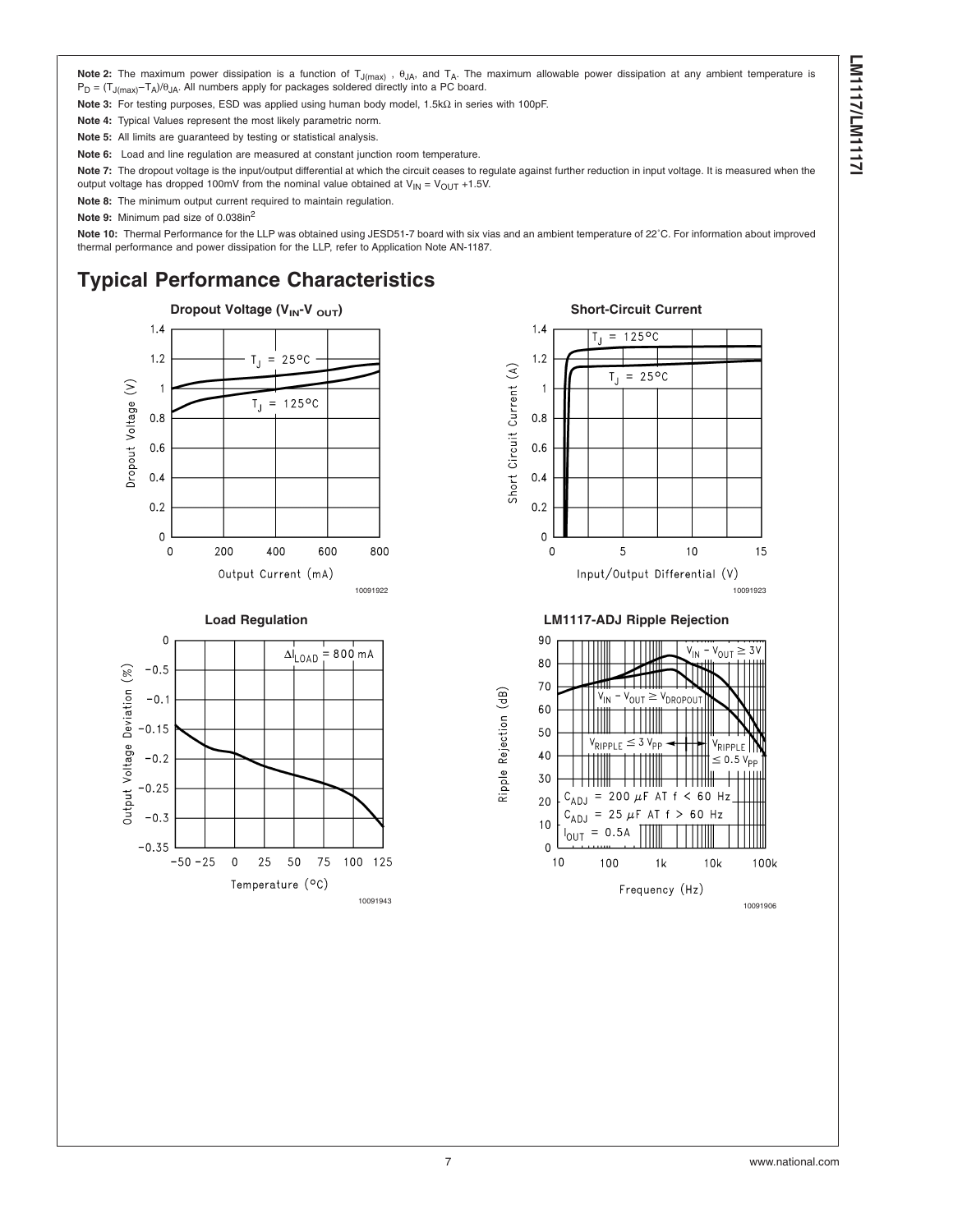**Note 2:** The maximum power dissipation is a function of $T_{J(max)}$ , $\theta_{JA}$, and $T_A$. The maximum allowable power dissipation at any ambient temperature is $P_D = (T_{J(max)}-T_A)/\theta_{JA}$. All numbers apply for packages soldered directly into a PC board.

**Note 3:** For testing purposes, ESD was applied using human body model, 1.5kΩ in series with 100pF.

**Note 4:** Typical Values represent the most likely parametric norm.

**Note 5:** All limits are guaranteed by testing or statistical analysis.

**Note 6:** Load and line regulation are measured at constant junction room temperature.

**Note 7:** The dropout voltage is the input/output differential at which the circuit ceases to regulate against further reduction in input voltage. It is measured when the output voltage has dropped 100mV from the nominal value obtained at $V_{IN} = V_{OUT}$ +1.5V.

**Note 8:** The minimum output current required to maintain regulation.

**Note 9:** Minimum pad size of 0.038in$^2$

**Note 10:** Thermal Performance for the LLP was obtained using JESD51-7 board with six vias and an ambient temperature of 22˚C. For information about improved thermal performance and power dissipation for the LLP, refer to Application Note AN-1187.

## Typical Performance Characteristics

**Dropout Voltage ($V_{IN}$-$V_{OUT}$)**

10091922

**Short-Circuit Current**

10091923

**Load Regulation**

10091943

**LM1117-ADJ Ripple Rejection**

10091906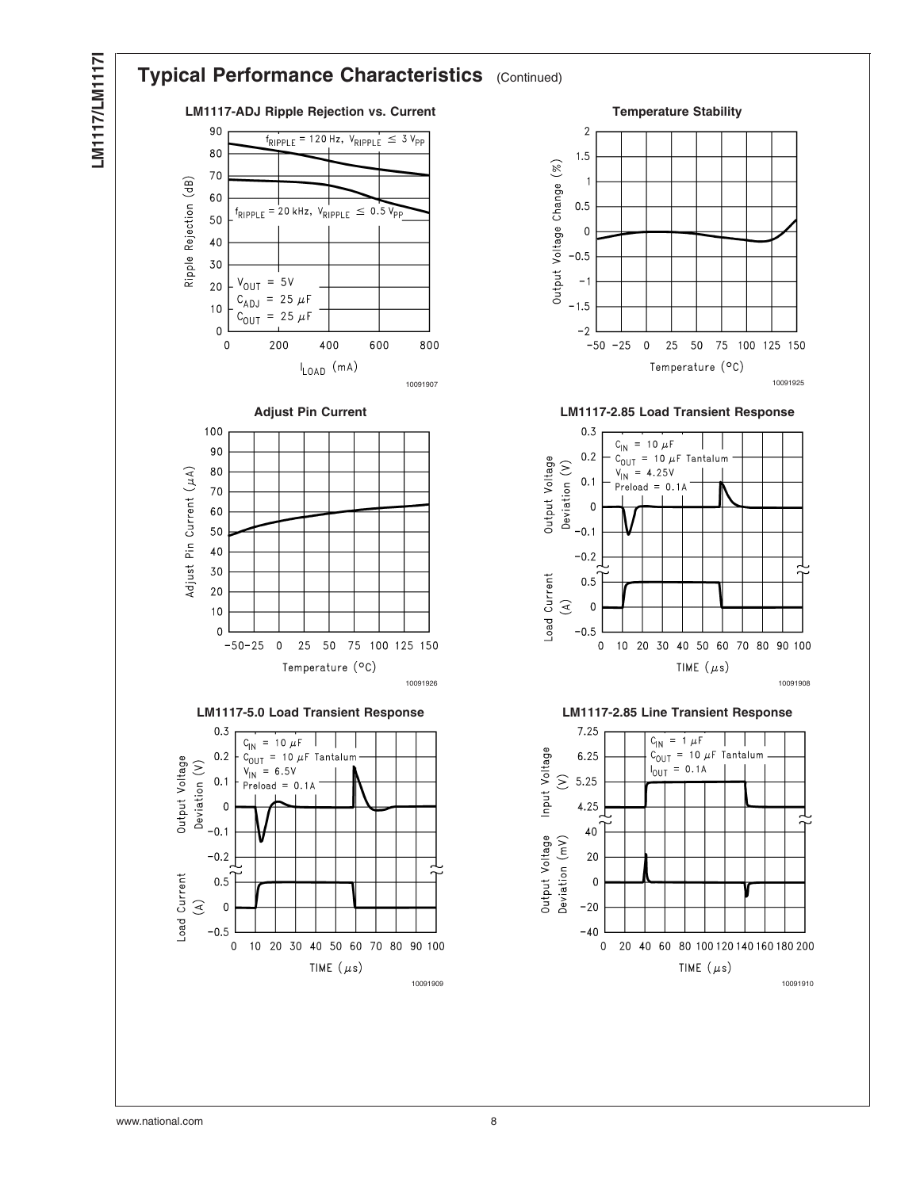## Typical Performance Characteristics (Continued)

**LM1117-ADJ Ripple Rejection vs. Current**

$f_{RIPPLE}$ = 120 Hz, $V_{RIPPLE} \leq 3\ V_{PP}$

$f_{RIPPLE}$ = 20 kHz, $V_{RIPPLE} \leq 0.5\ V_{PP}$

$V_{OUT}$ = 5V
$C_{ADJ}$ = 25 µF
$C_{OUT}$ = 25 µF

Ripple Rejection (dB) vs. $I_{LOAD}$ (mA)

10091907

**Temperature Stability**

Output Voltage Change (%) vs. Temperature (°C)

10091925

**Adjust Pin Current**

Adjust Pin Current (µA) vs. Temperature (°C)

10091926

**LM1117-2.85 Load Transient Response**

$C_{IN}$ = 10 µF
$C_{OUT}$ = 10 µF Tantalum
$V_{IN}$ = 4.25V
Preload = 0.1A

Output Voltage Deviation (V); Load Current (A) vs. TIME (µs)

10091908

**LM1117-5.0 Load Transient Response**

$C_{IN}$ = 10 µF
$C_{OUT}$ = 10 µF Tantalum
$V_{IN}$ = 6.5V
Preload = 0.1A

Output Voltage Deviation (V); Load Current (A) vs. TIME (µs)

10091909

**LM1117-2.85 Line Transient Response**

$C_{IN}$ = 1 µF
$C_{OUT}$ = 10 µF Tantalum
$I_{OUT}$ = 0.1A

Input Voltage (V); Output Voltage Deviation (mV) vs. TIME (µs)

10091910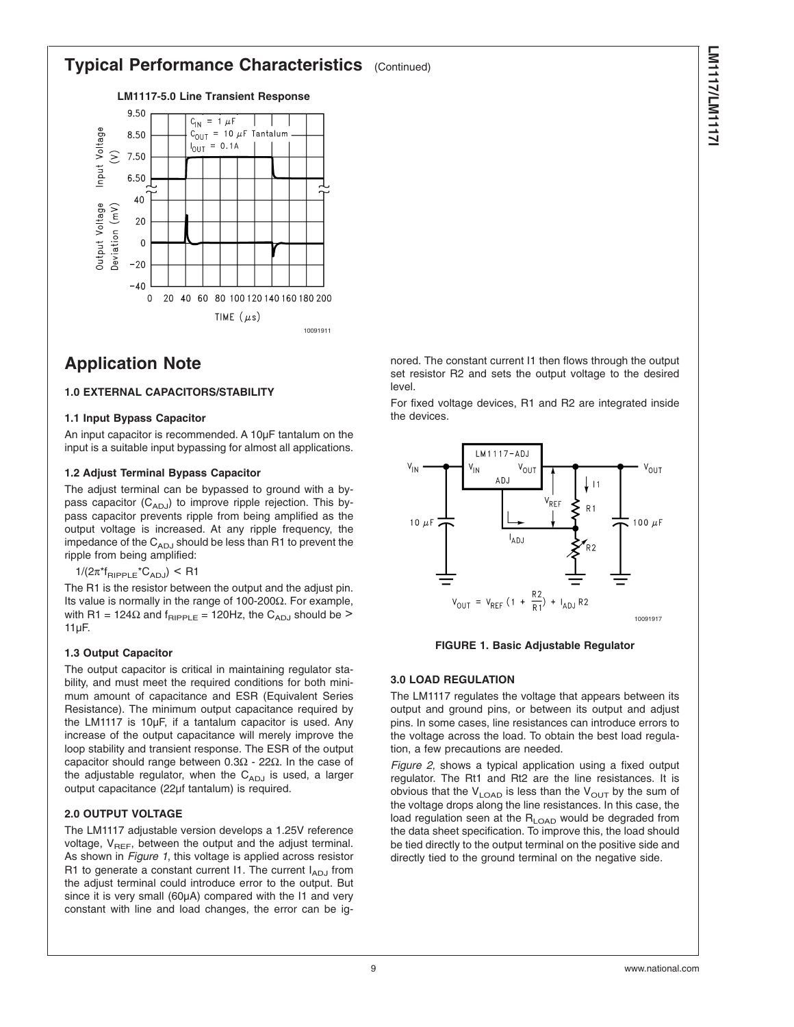## Typical Performance Characteristics (Continued)

**LM1117-5.0 Line Transient Response**

10091911

# Application Note

### 1.0 EXTERNAL CAPACITORS/STABILITY

#### 1.1 Input Bypass Capacitor

An input capacitor is recommended. A 10µF tantalum on the input is a suitable input bypassing for almost all applications.

#### 1.2 Adjust Terminal Bypass Capacitor

The adjust terminal can be bypassed to ground with a bypass capacitor ($C_{ADJ}$) to improve ripple rejection. This bypass capacitor prevents ripple from being amplified as the output voltage is increased. At any ripple frequency, the impedance of the $C_{ADJ}$ should be less than R1 to prevent the ripple from being amplified:

$$1/(2\pi * f_{RIPPLE} * C_{ADJ}) < R1$$

The R1 is the resistor between the output and the adjust pin. Its value is normally in the range of 100-200Ω. For example, with R1 = 124Ω and $f_{RIPPLE}$ = 120Hz, the $C_{ADJ}$ should be > 11µF.

#### 1.3 Output Capacitor

The output capacitor is critical in maintaining regulator stability, and must meet the required conditions for both minimum amount of capacitance and ESR (Equivalent Series Resistance). The minimum output capacitance required by the LM1117 is 10µF, if a tantalum capacitor is used. Any increase of the output capacitance will merely improve the loop stability and transient response. The ESR of the output capacitor should range between 0.3Ω - 22Ω. In the case of the adjustable regulator, when the $C_{ADJ}$ is used, a larger output capacitance (22µf tantalum) is required.

### 2.0 OUTPUT VOLTAGE

The LM1117 adjustable version develops a 1.25V reference voltage, $V_{REF}$, between the output and the adjust terminal. As shown in *Figure 1*, this voltage is applied across resistor R1 to generate a constant current I1. The current $I_{ADJ}$ from the adjust terminal could introduce error to the output. But since it is very small (60µA) compared with the I1 and very constant with line and load changes, the error can be ignored. The constant current I1 then flows through the output set resistor R2 and sets the output voltage to the desired level.

For fixed voltage devices, R1 and R2 are integrated inside the devices.

$$V_{OUT} = V_{REF}\left(1 + \frac{R2}{R1}\right) + I_{ADJ} R2$$

10091917

**FIGURE 1. Basic Adjustable Regulator**

### 3.0 LOAD REGULATION

The LM1117 regulates the voltage that appears between its output and ground pins, or between its output and adjust pins. In some cases, line resistances can introduce errors to the voltage across the load. To obtain the best load regulation, a few precautions are needed.

*Figure 2*, shows a typical application using a fixed output regulator. The Rt1 and Rt2 are the line resistances. It is obvious that the $V_{LOAD}$ is less than the $V_{OUT}$ by the sum of the voltage drops along the line resistances. In this case, the load regulation seen at the $R_{LOAD}$ would be degraded from the data sheet specification. To improve this, the load should be tied directly to the output terminal on the positive side and directly tied to the ground terminal on the negative side.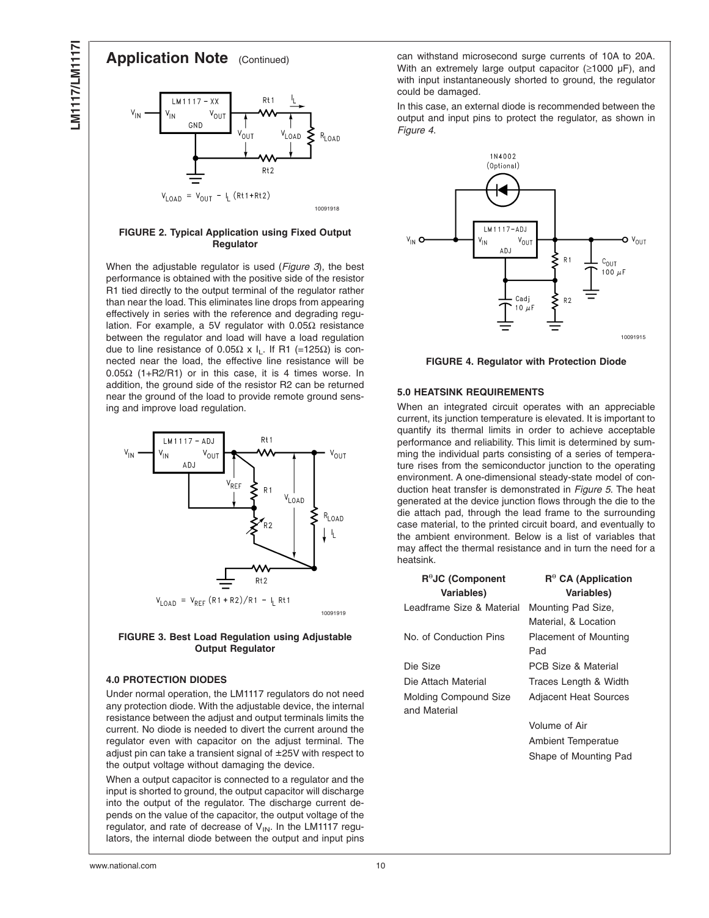## Application Note (Continued)

$V_{LOAD} = V_{OUT} - I_L (Rt1+Rt2)$

10091918

**FIGURE 2. Typical Application using Fixed Output Regulator**

When the adjustable regulator is used (*Figure 3*), the best performance is obtained with the positive side of the resistor R1 tied directly to the output terminal of the regulator rather than near the load. This eliminates line drops from appearing effectively in series with the reference and degrading regulation. For example, a 5V regulator with 0.05Ω resistance between the regulator and load will have a load regulation due to line resistance of 0.05Ω x $I_L$. If R1 (=125Ω) is connected near the load, the effective line resistance will be 0.05Ω (1+R2/R1) or in this case, it is 4 times worse. In addition, the ground side of the resistor R2 can be returned near the ground of the load to provide remote ground sensing and improve load regulation.

$V_{LOAD} = V_{REF} (R1 + R2)/R1 - I_L Rt1$

10091919

**FIGURE 3. Best Load Regulation using Adjustable Output Regulator**

### 4.0 PROTECTION DIODES

Under normal operation, the LM1117 regulators do not need any protection diode. With the adjustable device, the internal resistance between the adjust and output terminals limits the current. No diode is needed to divert the current around the regulator even with capacitor on the adjust terminal. The adjust pin can take a transient signal of ±25V with respect to the output voltage without damaging the device.

When a output capacitor is connected to a regulator and the input is shorted to ground, the output capacitor will discharge into the output of the regulator. The discharge current depends on the value of the capacitor, the output voltage of the regulator, and rate of decrease of $V_{IN}$. In the LM1117 regulators, the internal diode between the output and input pins can withstand microsecond surge currents of 10A to 20A. With an extremely large output capacitor (≥1000 µF), and with input instantaneously shorted to ground, the regulator could be damaged.

In this case, an external diode is recommended between the output and input pins to protect the regulator, as shown in *Figure 4*.

10091915

**FIGURE 4. Regulator with Protection Diode**

### 5.0 HEATSINK REQUIREMENTS

When an integrated circuit operates with an appreciable current, its junction temperature is elevated. It is important to quantify its thermal limits in order to achieve acceptable performance and reliability. This limit is determined by summing the individual parts consisting of a series of temperature rises from the semiconductor junction to the operating environment. A one-dimensional steady-state model of conduction heat transfer is demonstrated in *Figure 5*. The heat generated at the device junction flows through the die to the die attach pad, through the lead frame to the surrounding case material, to the printed circuit board, and eventually to the ambient environment. Below is a list of variables that may affect the thermal resistance and in turn the need for a heatsink.

| $R^{\theta}$JC (Component Variables) | $R^{\theta}$ CA (Application Variables) |
|---|---|
| Leadframe Size & Material | Mounting Pad Size, Material, & Location |
| No. of Conduction Pins | Placement of Mounting Pad |
| Die Size | PCB Size & Material |
| Die Attach Material | Traces Length & Width |
| Molding Compound Size and Material | Adjacent Heat Sources |
| | Volume of Air |
| | Ambient Temperatue |
| | Shape of Mounting Pad |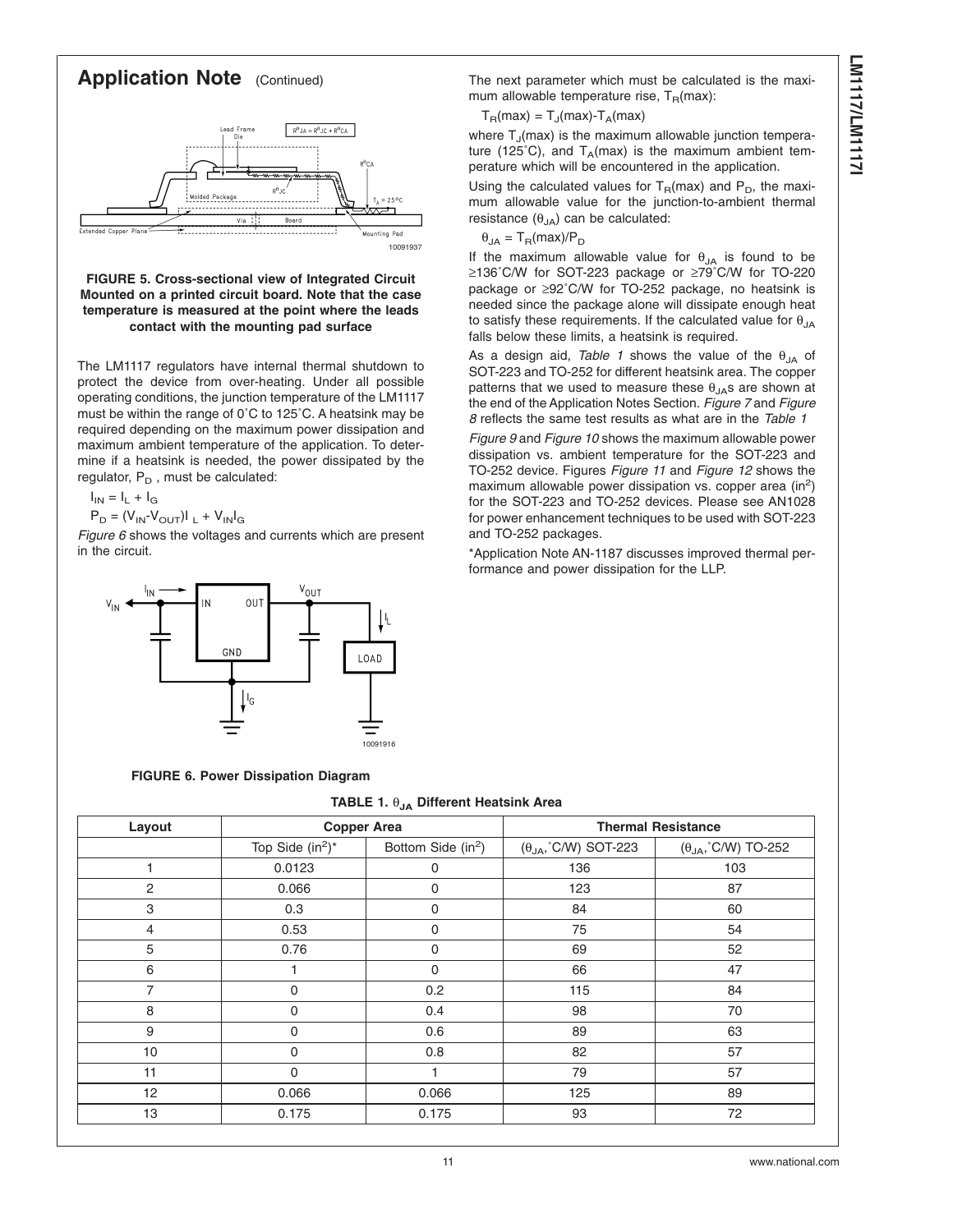## Application Note (Continued)

**FIGURE 5. Cross-sectional view of Integrated Circuit Mounted on a printed circuit board. Note that the case temperature is measured at the point where the leads contact with the mounting pad surface**

The LM1117 regulators have internal thermal shutdown to protect the device from over-heating. Under all possible operating conditions, the junction temperature of the LM1117 must be within the range of 0˚C to 125˚C. A heatsink may be required depending on the maximum power dissipation and maximum ambient temperature of the application. To determine if a heatsink is needed, the power dissipated by the regulator, $P_D$ , must be calculated:

$I_{IN} = I_L + I_G$

$P_D = (V_{IN}-V_{OUT})I_L + V_{IN}I_G$

*Figure 6* shows the voltages and currents which are present in the circuit.

**FIGURE 6. Power Dissipation Diagram**

The next parameter which must be calculated is the maximum allowable temperature rise, $T_R(max)$:

$T_R(max) = T_J(max)-T_A(max)$

where $T_J(max)$ is the maximum allowable junction temperature (125˚C), and $T_A(max)$ is the maximum ambient temperature which will be encountered in the application.

Using the calculated values for $T_R(max)$ and $P_D$, the maximum allowable value for the junction-to-ambient thermal resistance ($\theta_{JA}$) can be calculated:

$\theta_{JA} = T_R(max)/P_D$

If the maximum allowable value for $\theta_{JA}$ is found to be ≥136˚C/W for SOT-223 package or ≥79˚C/W for TO-220 package or ≥92˚C/W for TO-252 package, no heatsink is needed since the package alone will dissipate enough heat to satisfy these requirements. If the calculated value for $\theta_{JA}$ falls below these limits, a heatsink is required.

As a design aid, *Table 1* shows the value of the $\theta_{JA}$ of SOT-223 and TO-252 for different heatsink area. The copper patterns that we used to measure these $\theta_{JA}$s are shown at the end of the Application Notes Section. *Figure 7* and *Figure 8* reflects the same test results as what are in the *Table 1*

*Figure 9* and *Figure 10* shows the maximum allowable power dissipation vs. ambient temperature for the SOT-223 and TO-252 device. Figures *Figure 11* and *Figure 12* shows the maximum allowable power dissipation vs. copper area (in$^2$) for the SOT-223 and TO-252 devices. Please see AN1028 for power enhancement techniques to be used with SOT-223 and TO-252 packages.

*Application Note AN-1187 discusses improved thermal performance and power dissipation for the LLP.

**TABLE 1. $\theta_{JA}$ Different Heatsink Area**

| Layout | Copper Area | | Thermal Resistance | |
|---|---|---|---|---|
| | Top Side (in$^2$)* | Bottom Side (in$^2$) | ($\theta_{JA}$,˚C/W) SOT-223 | ($\theta_{JA}$,˚C/W) TO-252 |
| 1 | 0.0123 | 0 | 136 | 103 |
| 2 | 0.066 | 0 | 123 | 87 |
| 3 | 0.3 | 0 | 84 | 60 |
| 4 | 0.53 | 0 | 75 | 54 |
| 5 | 0.76 | 0 | 69 | 52 |
| 6 | 1 | 0 | 66 | 47 |
| 7 | 0 | 0.2 | 115 | 84 |
| 8 | 0 | 0.4 | 98 | 70 |
| 9 | 0 | 0.6 | 89 | 63 |
| 10 | 0 | 0.8 | 82 | 57 |
| 11 | 0 | 1 | 79 | 57 |
| 12 | 0.066 | 0.066 | 125 | 89 |
| 13 | 0.175 | 0.175 | 93 | 72 |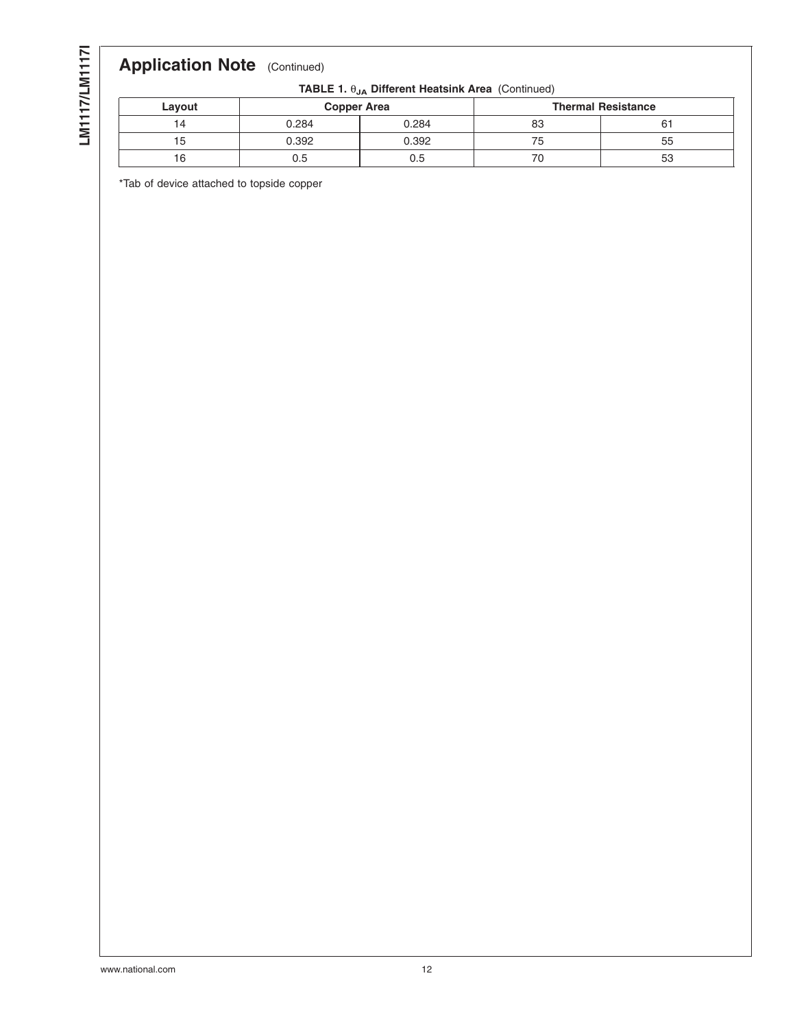## Application Note (Continued)

**TABLE 1. $\theta_{JA}$ Different Heatsink Area** (Continued)

| Layout | Copper Area | | Thermal Resistance | |
|---|---|---|---|---|
| 14 | 0.284 | 0.284 | 83 | 61 |
| 15 | 0.392 | 0.392 | 75 | 55 |
| 16 | 0.5 | 0.5 | 70 | 53 |

*Tab of device attached to topside copper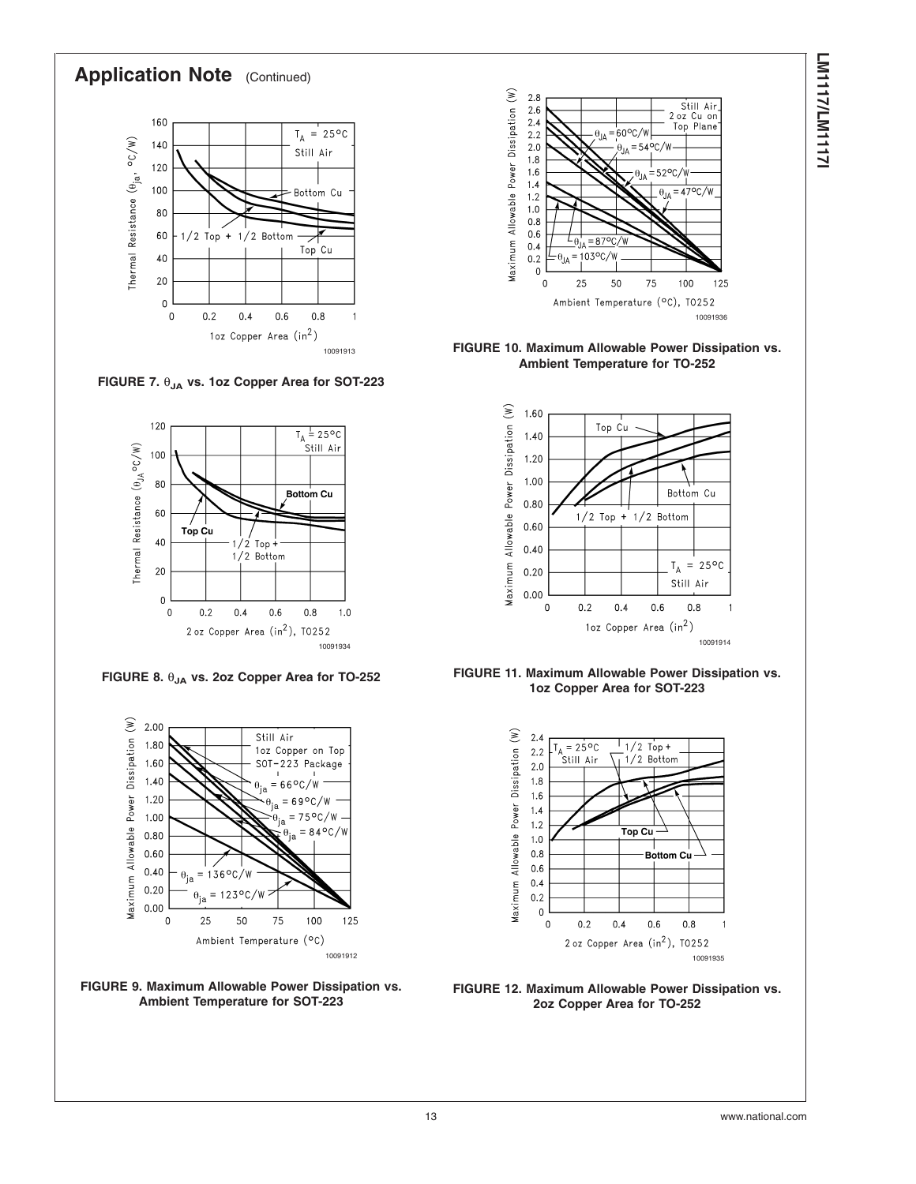## Application Note (Continued)

FIGURE 7. $\theta_{JA}$ vs. 1oz Copper Area for SOT-223

FIGURE 8. $\theta_{JA}$ vs. 2oz Copper Area for TO-252

FIGURE 9. Maximum Allowable Power Dissipation vs. Ambient Temperature for SOT-223

FIGURE 10. Maximum Allowable Power Dissipation vs. Ambient Temperature for TO-252

FIGURE 11. Maximum Allowable Power Dissipation vs. 1oz Copper Area for SOT-223

FIGURE 12. Maximum Allowable Power Dissipation vs. 2oz Copper Area for TO-252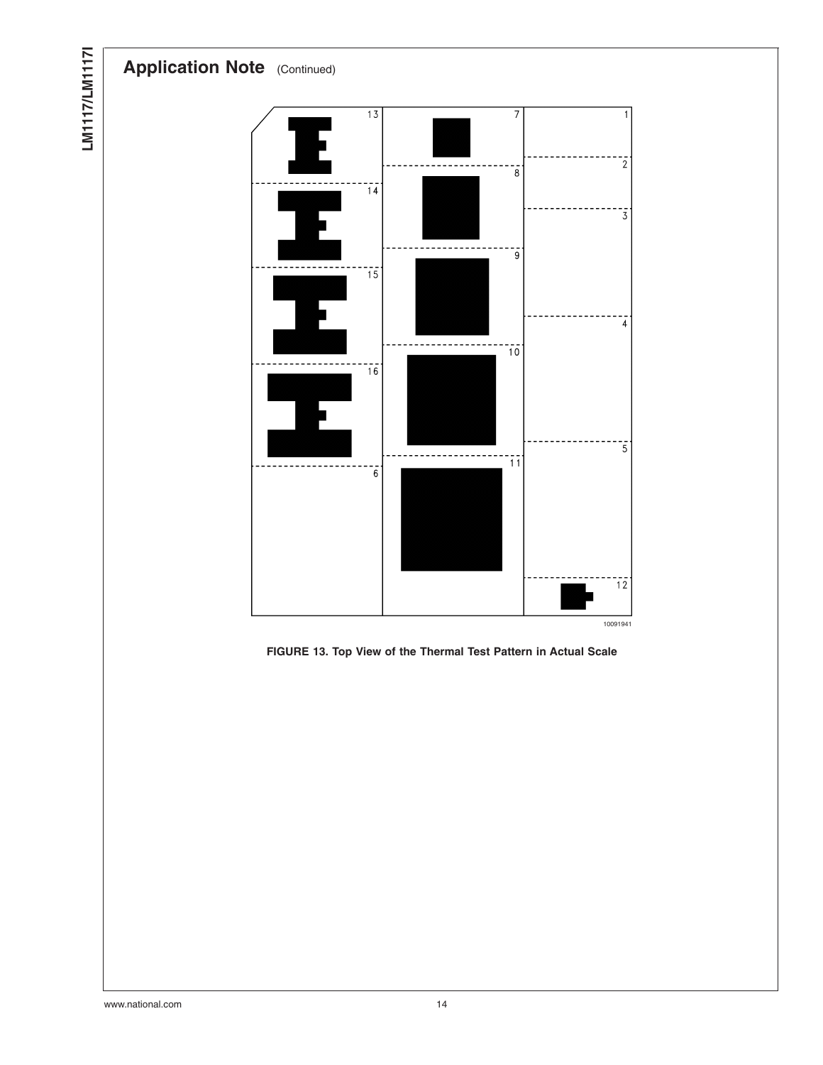## Application Note (Continued)

FIGURE 13. Top View of the Thermal Test Pattern in Actual Scale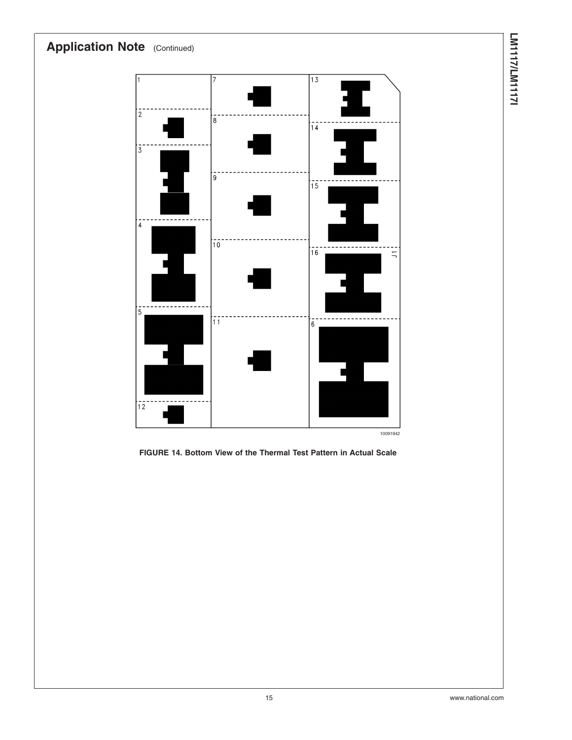## Application Note (Continued)

FIGURE 14. Bottom View of the Thermal Test Pattern in Actual Scale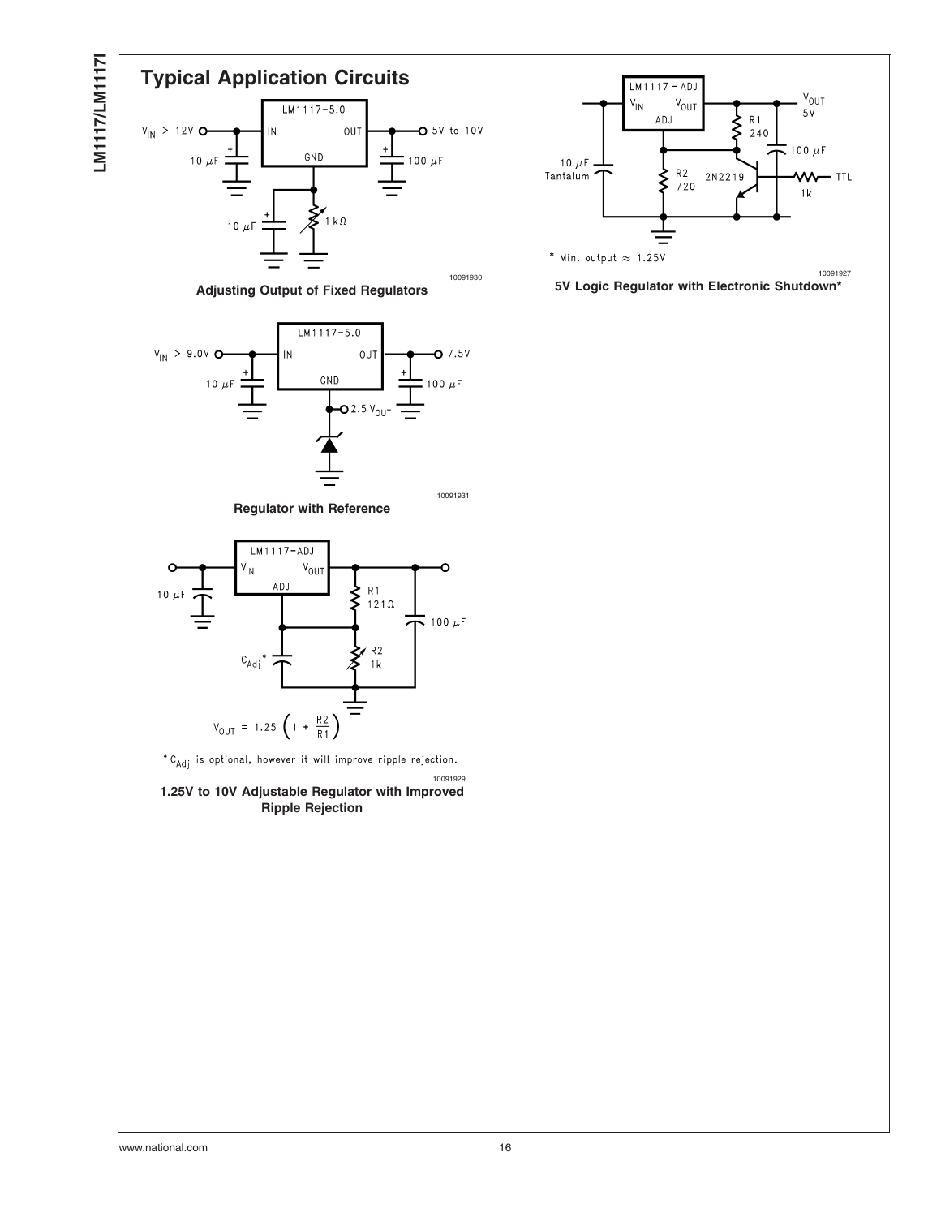## Typical Application Circuits

**Adjusting Output of Fixed Regulators**

**Regulator with Reference**

$$V_{OUT} = 1.25\left(1 + \frac{R2}{R1}\right)$$

* $C_{Adj}$ is optional, however it will improve ripple rejection.

**1.25V to 10V Adjustable Regulator with Improved Ripple Rejection**

* Min. output ≈ 1.25V

**5V Logic Regulator with Electronic Shutdown***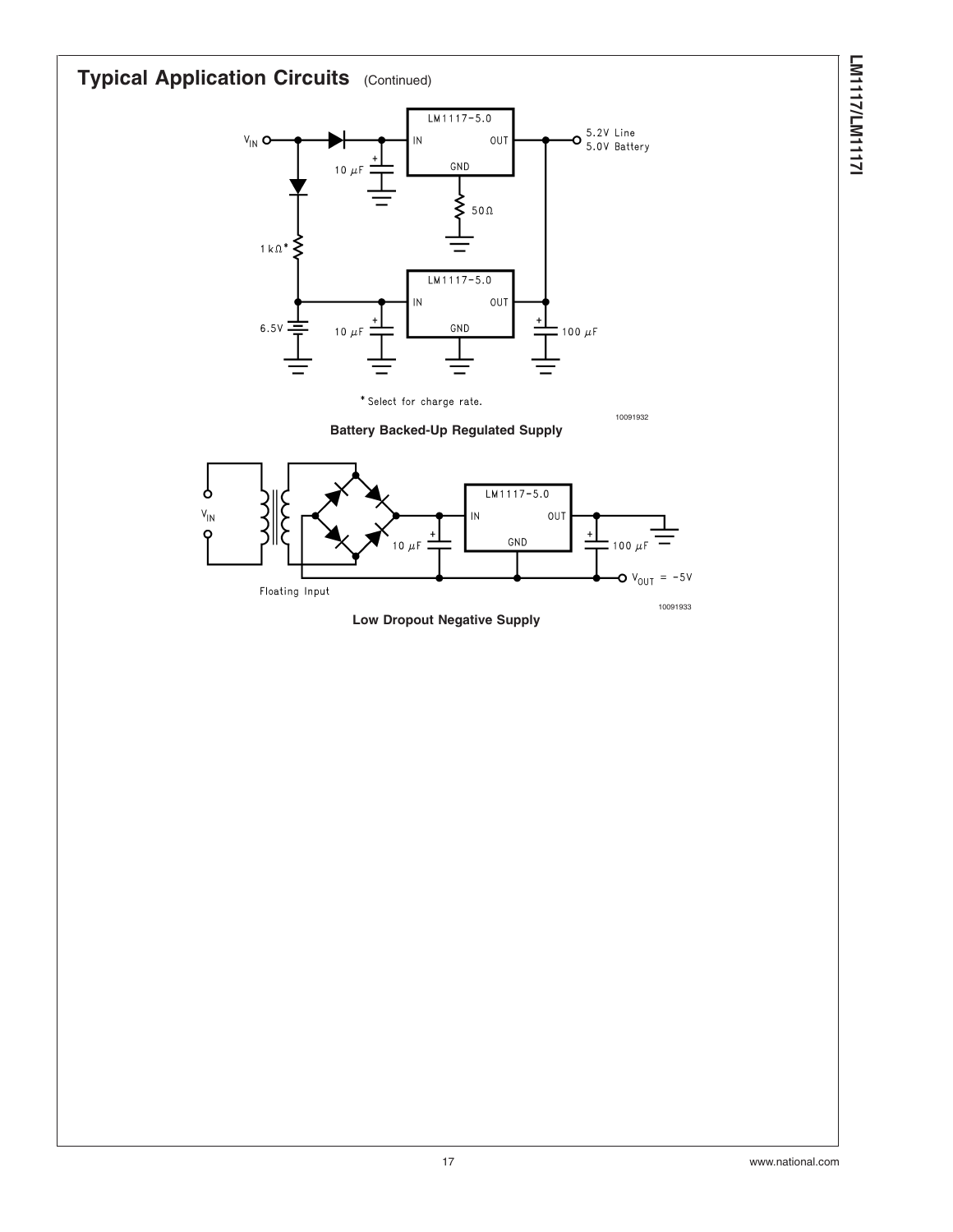## Typical Application Circuits (Continued)

$V_{IN}$

LM1117-5.0

IN OUT

GND

5.2V Line
5.0V Battery

10 µF

50Ω

1 kΩ*

LM1117-5.0

IN OUT

GND

6.5V

10 µF

100 µF

* Select for charge rate.

10091932

**Battery Backed-Up Regulated Supply**

$V_{IN}$

LM1117-5.0

IN OUT

GND

10 µF

100 µF

$V_{OUT}$ = −5V

Floating Input

10091933

**Low Dropout Negative Supply**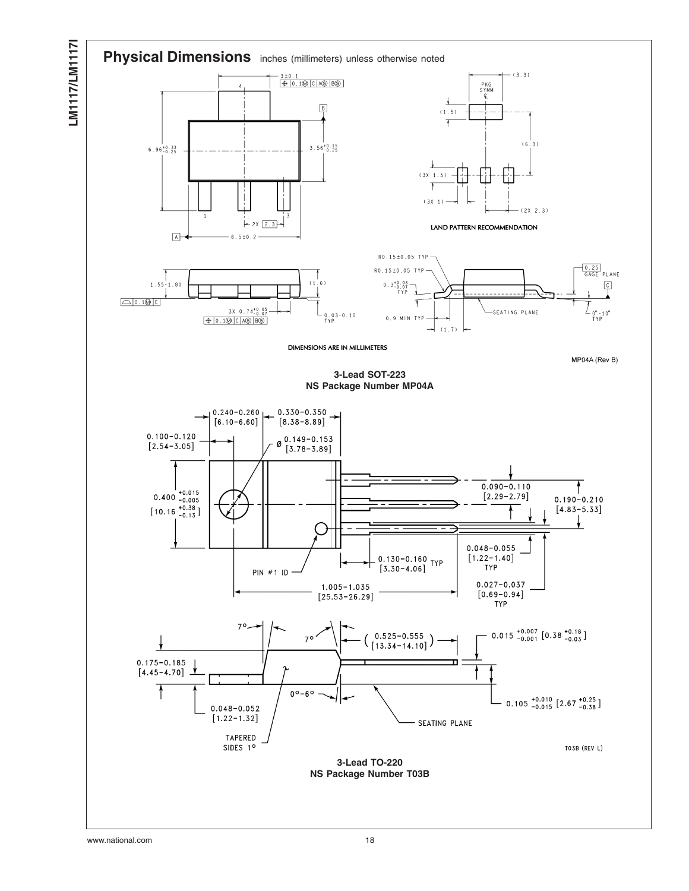## Physical Dimensions inches (millimeters) unless otherwise noted

LAND PATTERN RECOMMENDATION

DIMENSIONS ARE IN MILLIMETERS

MP04A (Rev B)

**3-Lead SOT-223**
**NS Package Number MP04A**

T03B (REV L)

**3-Lead TO-220**
**NS Package Number T03B**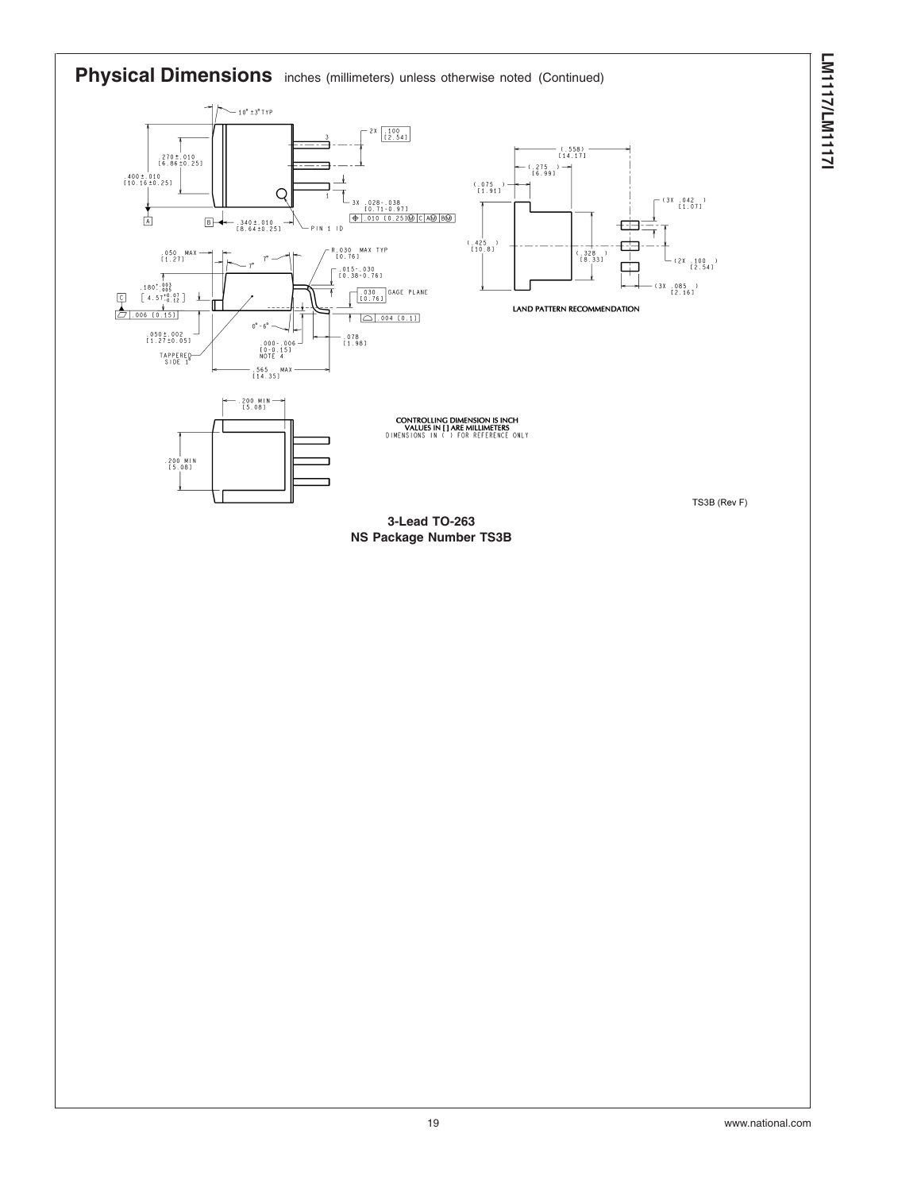## Physical Dimensions inches (millimeters) unless otherwise noted (Continued)

LAND PATTERN RECOMMENDATION

CONTROLLING DIMENSION IS INCH
VALUES IN [ ] ARE MILLIMETERS
DIMENSIONS IN ( ) FOR REFERENCE ONLY

TS3B (Rev F)

**3-Lead TO-263**
**NS Package Number TS3B**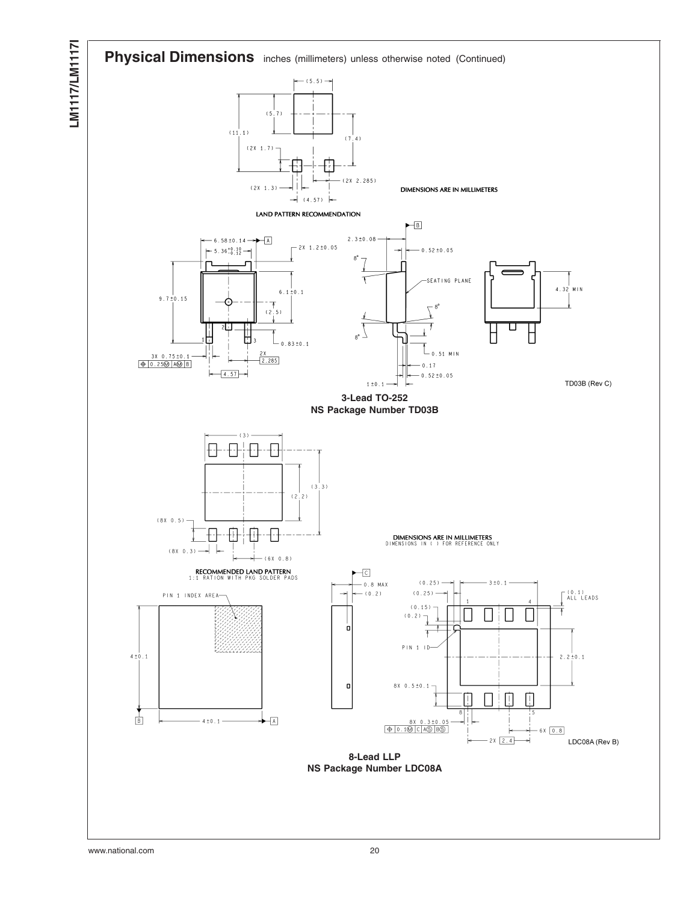## Physical Dimensions inches (millimeters) unless otherwise noted (Continued)

DIMENSIONS ARE IN MILLIMETERS

LAND PATTERN RECOMMENDATION

TD03B (Rev C)

**3-Lead TO-252**
**NS Package Number TD03B**

DIMENSIONS ARE IN MILLIMETERS
DIMENSIONS IN ( ) FOR REFERENCE ONLY

RECOMMENDED LAND PATTERN
1:1 RATION WITH PKG SOLDER PADS

LDC08A (Rev B)

**8-Lead LLP**
**NS Package Number LDC08A**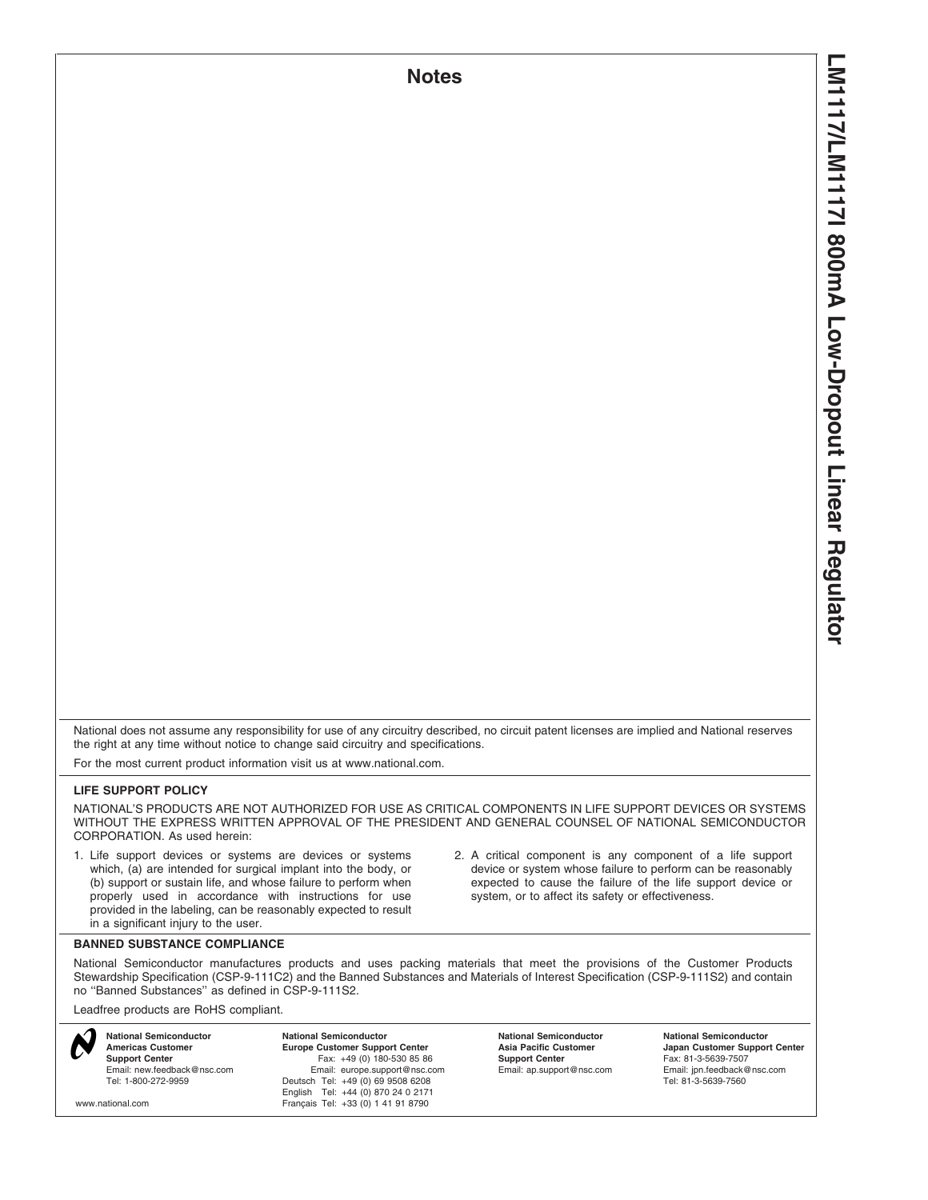## Notes

National does not assume any responsibility for use of any circuitry described, no circuit patent licenses are implied and National reserves the right at any time without notice to change said circuitry and specifications.

For the most current product information visit us at www.national.com.

**LIFE SUPPORT POLICY**

NATIONAL'S PRODUCTS ARE NOT AUTHORIZED FOR USE AS CRITICAL COMPONENTS IN LIFE SUPPORT DEVICES OR SYSTEMS WITHOUT THE EXPRESS WRITTEN APPROVAL OF THE PRESIDENT AND GENERAL COUNSEL OF NATIONAL SEMICONDUCTOR CORPORATION. As used herein:

1. Life support devices or systems are devices or systems which, (a) are intended for surgical implant into the body, or (b) support or sustain life, and whose failure to perform when properly used in accordance with instructions for use provided in the labeling, can be reasonably expected to result in a significant injury to the user.
2. A critical component is any component of a life support device or system whose failure to perform can be reasonably expected to cause the failure of the life support device or system, or to affect its safety or effectiveness.

**BANNED SUBSTANCE COMPLIANCE**

National Semiconductor manufactures products and uses packing materials that meet the provisions of the Customer Products Stewardship Specification (CSP-9-111C2) and the Banned Substances and Materials of Interest Specification (CSP-9-111S2) and contain no ''Banned Substances'' as defined in CSP-9-111S2.

Leadfree products are RoHS compliant.

**National Semiconductor Americas Customer Support Center**
Email: new.feedback@nsc.com
Tel: 1-800-272-9959

**National Semiconductor Europe Customer Support Center**
Fax: +49 (0) 180-530 85 86
Email: europe.support@nsc.com
Deutsch Tel: +49 (0) 69 9508 6208
English Tel: +44 (0) 870 24 0 2171
Français Tel: +33 (0) 1 41 91 8790

**National Semiconductor Asia Pacific Customer Support Center**
Email: ap.support@nsc.com

**National Semiconductor Japan Customer Support Center**
Fax: 81-3-5639-7507
Email: jpn.feedback@nsc.com
Tel: 81-3-5639-7560

www.national.com